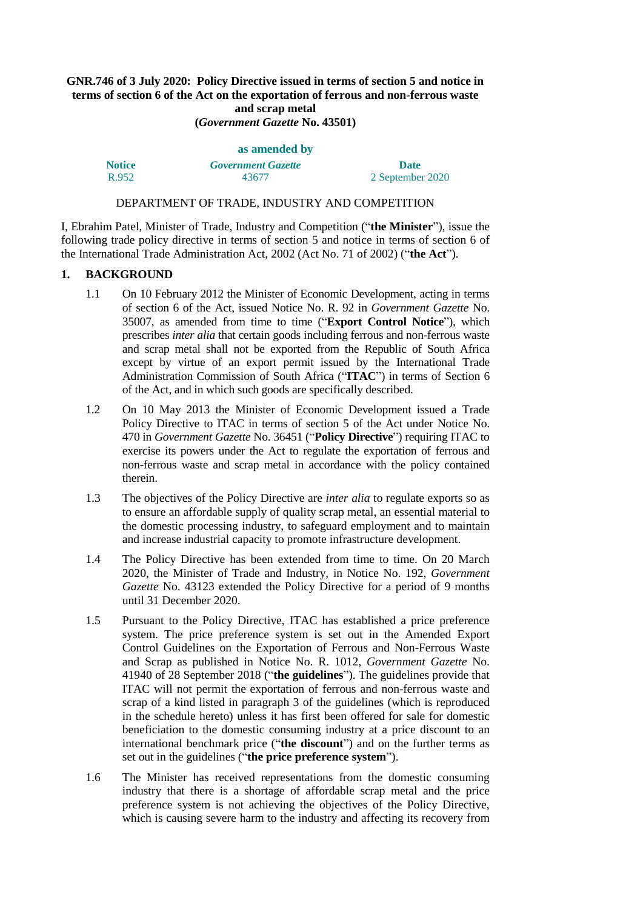**GNR.746 of 3 July 2020: Policy Directive issued in terms of section 5 and notice in terms of section 6 of the Act on the exportation of ferrous and non-ferrous waste and scrap metal**
**(*Government Gazette* No. 43501)**

**as amended by**

| Notice | *Government Gazette* | Date |
|---|---|---|
| R.952 | 43677 | 2 September 2020 |

DEPARTMENT OF TRADE, INDUSTRY AND COMPETITION

I, Ebrahim Patel, Minister of Trade, Industry and Competition ("**the Minister**"), issue the following trade policy directive in terms of section 5 and notice in terms of section 6 of the International Trade Administration Act, 2002 (Act No. 71 of 2002) ("**the Act**").

## 1. BACKGROUND

1.1 On 10 February 2012 the Minister of Economic Development, acting in terms of section 6 of the Act, issued Notice No. R. 92 in *Government Gazette* No. 35007, as amended from time to time ("**Export Control Notice**"), which prescribes *inter alia* that certain goods including ferrous and non-ferrous waste and scrap metal shall not be exported from the Republic of South Africa except by virtue of an export permit issued by the International Trade Administration Commission of South Africa ("**ITAC**") in terms of Section 6 of the Act, and in which such goods are specifically described.

1.2 On 10 May 2013 the Minister of Economic Development issued a Trade Policy Directive to ITAC in terms of section 5 of the Act under Notice No. 470 in *Government Gazette* No. 36451 ("**Policy Directive**") requiring ITAC to exercise its powers under the Act to regulate the exportation of ferrous and non-ferrous waste and scrap metal in accordance with the policy contained therein.

1.3 The objectives of the Policy Directive are *inter alia* to regulate exports so as to ensure an affordable supply of quality scrap metal, an essential material to the domestic processing industry, to safeguard employment and to maintain and increase industrial capacity to promote infrastructure development.

1.4 The Policy Directive has been extended from time to time. On 20 March 2020, the Minister of Trade and Industry, in Notice No. 192, *Government Gazette* No. 43123 extended the Policy Directive for a period of 9 months until 31 December 2020.

1.5 Pursuant to the Policy Directive, ITAC has established a price preference system. The price preference system is set out in the Amended Export Control Guidelines on the Exportation of Ferrous and Non-Ferrous Waste and Scrap as published in Notice No. R. 1012, *Government Gazette* No. 41940 of 28 September 2018 ("**the guidelines**"). The guidelines provide that ITAC will not permit the exportation of ferrous and non-ferrous waste and scrap of a kind listed in paragraph 3 of the guidelines (which is reproduced in the schedule hereto) unless it has first been offered for sale for domestic beneficiation to the domestic consuming industry at a price discount to an international benchmark price ("**the discount**") and on the further terms as set out in the guidelines ("**the price preference system**").

1.6 The Minister has received representations from the domestic consuming industry that there is a shortage of affordable scrap metal and the price preference system is not achieving the objectives of the Policy Directive, which is causing severe harm to the industry and affecting its recovery from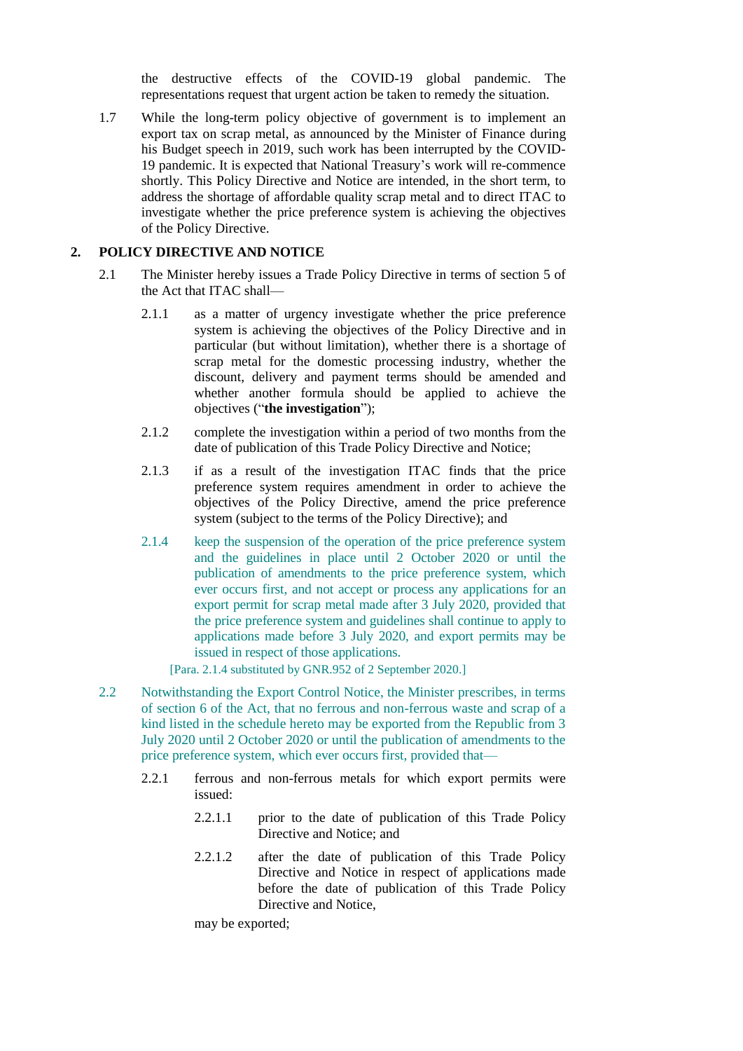the destructive effects of the COVID-19 global pandemic. The representations request that urgent action be taken to remedy the situation.

1.7 While the long-term policy objective of government is to implement an export tax on scrap metal, as announced by the Minister of Finance during his Budget speech in 2019, such work has been interrupted by the COVID-19 pandemic. It is expected that National Treasury's work will re-commence shortly. This Policy Directive and Notice are intended, in the short term, to address the shortage of affordable quality scrap metal and to direct ITAC to investigate whether the price preference system is achieving the objectives of the Policy Directive.

## 2. POLICY DIRECTIVE AND NOTICE

2.1 The Minister hereby issues a Trade Policy Directive in terms of section 5 of the Act that ITAC shall—

2.1.1 as a matter of urgency investigate whether the price preference system is achieving the objectives of the Policy Directive and in particular (but without limitation), whether there is a shortage of scrap metal for the domestic processing industry, whether the discount, delivery and payment terms should be amended and whether another formula should be applied to achieve the objectives ("**the investigation**");

2.1.2 complete the investigation within a period of two months from the date of publication of this Trade Policy Directive and Notice;

2.1.3 if as a result of the investigation ITAC finds that the price preference system requires amendment in order to achieve the objectives of the Policy Directive, amend the price preference system (subject to the terms of the Policy Directive); and

2.1.4 keep the suspension of the operation of the price preference system and the guidelines in place until 2 October 2020 or until the publication of amendments to the price preference system, which ever occurs first, and not accept or process any applications for an export permit for scrap metal made after 3 July 2020, provided that the price preference system and guidelines shall continue to apply to applications made before 3 July 2020, and export permits may be issued in respect of those applications.

[Para. 2.1.4 substituted by GNR.952 of 2 September 2020.]

2.2 Notwithstanding the Export Control Notice, the Minister prescribes, in terms of section 6 of the Act, that no ferrous and non-ferrous waste and scrap of a kind listed in the schedule hereto may be exported from the Republic from 3 July 2020 until 2 October 2020 or until the publication of amendments to the price preference system, which ever occurs first, provided that—

2.2.1 ferrous and non-ferrous metals for which export permits were issued:

2.2.1.1 prior to the date of publication of this Trade Policy Directive and Notice; and

2.2.1.2 after the date of publication of this Trade Policy Directive and Notice in respect of applications made before the date of publication of this Trade Policy Directive and Notice,

may be exported;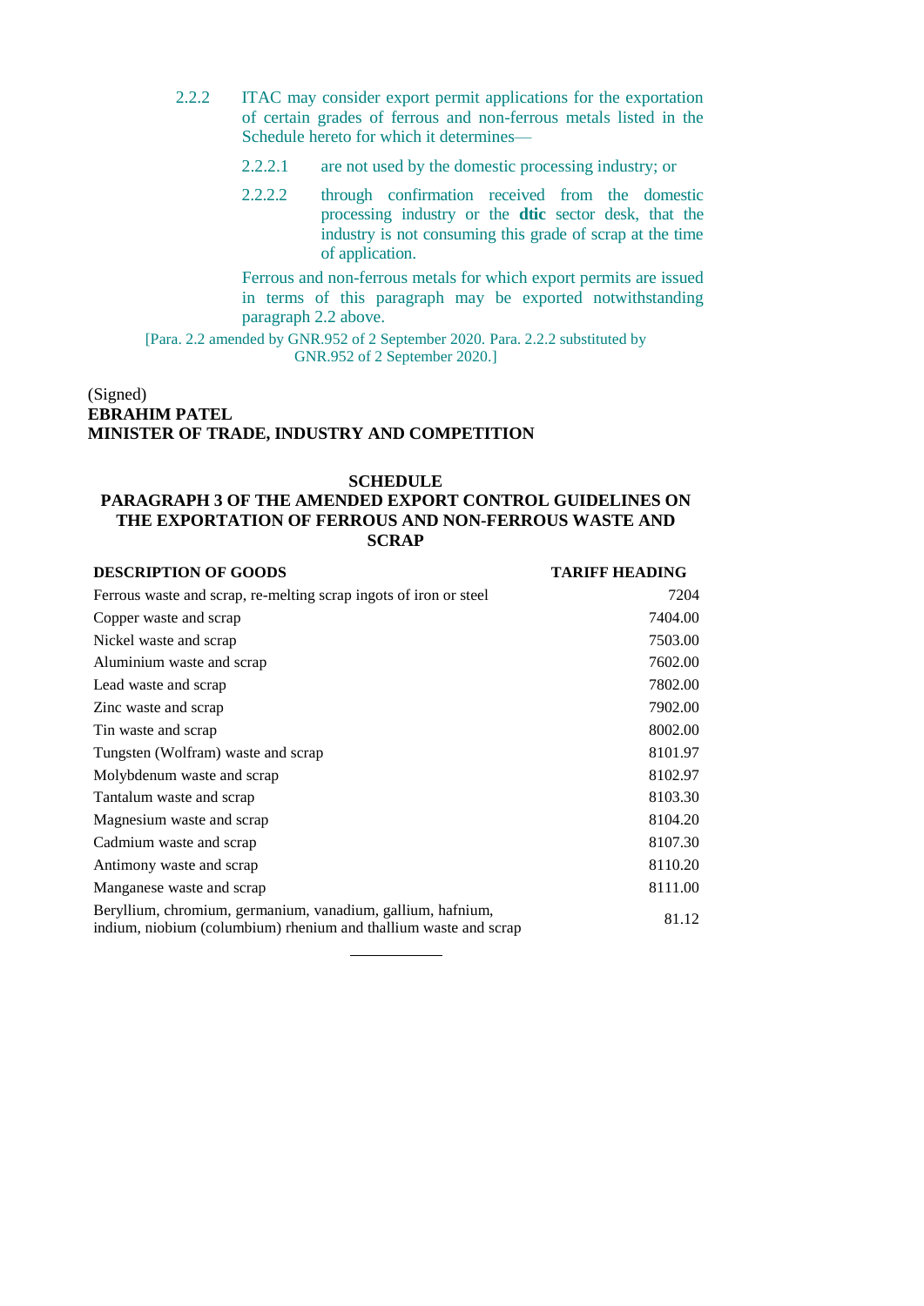2.2.2 ITAC may consider export permit applications for the exportation of certain grades of ferrous and non-ferrous metals listed in the Schedule hereto for which it determines—

2.2.2.1 are not used by the domestic processing industry; or

2.2.2.2 through confirmation received from the domestic processing industry or the **dtic** sector desk, that the industry is not consuming this grade of scrap at the time of application.

Ferrous and non-ferrous metals for which export permits are issued in terms of this paragraph may be exported notwithstanding paragraph 2.2 above.

[Para. 2.2 amended by GNR.952 of 2 September 2020. Para. 2.2.2 substituted by GNR.952 of 2 September 2020.]

(Signed)
**EBRAHIM PATEL**
**MINISTER OF TRADE, INDUSTRY AND COMPETITION**

## SCHEDULE

## PARAGRAPH 3 OF THE AMENDED EXPORT CONTROL GUIDELINES ON THE EXPORTATION OF FERROUS AND NON-FERROUS WASTE AND SCRAP

| DESCRIPTION OF GOODS | TARIFF HEADING |
|---|---|
| Ferrous waste and scrap, re-melting scrap ingots of iron or steel | 7204 |
| Copper waste and scrap | 7404.00 |
| Nickel waste and scrap | 7503.00 |
| Aluminium waste and scrap | 7602.00 |
| Lead waste and scrap | 7802.00 |
| Zinc waste and scrap | 7902.00 |
| Tin waste and scrap | 8002.00 |
| Tungsten (Wolfram) waste and scrap | 8101.97 |
| Molybdenum waste and scrap | 8102.97 |
| Tantalum waste and scrap | 8103.30 |
| Magnesium waste and scrap | 8104.20 |
| Cadmium waste and scrap | 8107.30 |
| Antimony waste and scrap | 8110.20 |
| Manganese waste and scrap | 8111.00 |
| Beryllium, chromium, germanium, vanadium, gallium, hafnium, indium, niobium (columbium) rhenium and thallium waste and scrap | 81.12 |